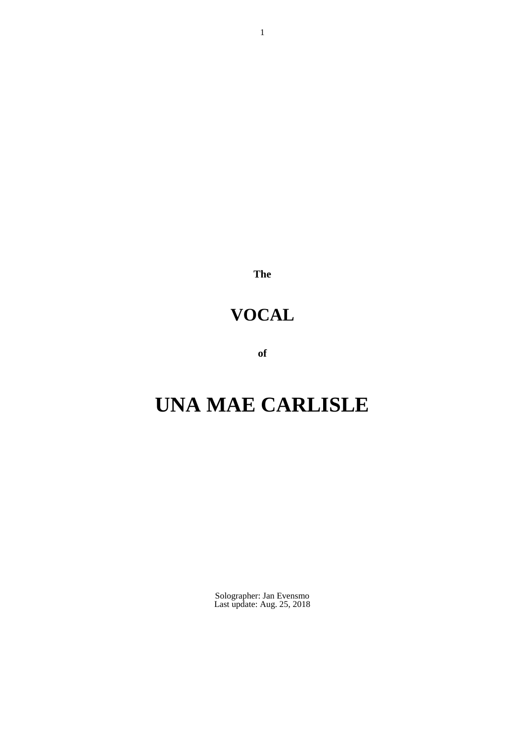**The**

# VOCAL

**of**

# UNA MAE CARLISLE

Solographer: Jan Evensmo
Last update: Aug. 25, 2018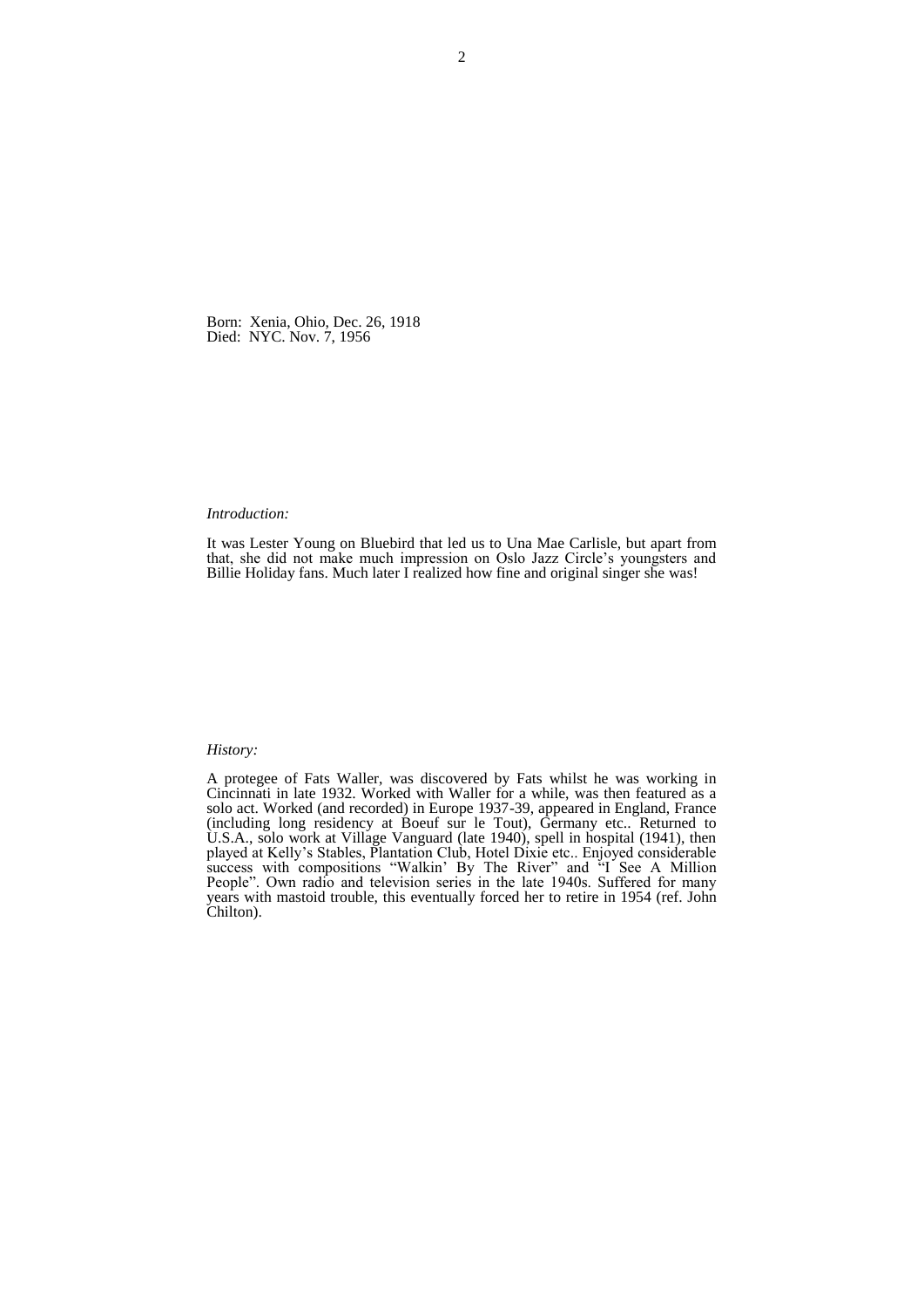Born: Xenia, Ohio, Dec. 26, 1918
Died: NYC. Nov. 7, 1956

*Introduction:*

It was Lester Young on Bluebird that led us to Una Mae Carlisle, but apart from that, she did not make much impression on Oslo Jazz Circle's youngsters and Billie Holiday fans. Much later I realized how fine and original singer she was!

*History:*

A protegee of Fats Waller, was discovered by Fats whilst he was working in Cincinnati in late 1932. Worked with Waller for a while, was then featured as a solo act. Worked (and recorded) in Europe 1937-39, appeared in England, France (including long residency at Boeuf sur le Tout), Germany etc.. Returned to U.S.A., solo work at Village Vanguard (late 1940), spell in hospital (1941), then played at Kelly's Stables, Plantation Club, Hotel Dixie etc.. Enjoyed considerable success with compositions "Walkin' By The River" and "I See A Million People". Own radio and television series in the late 1940s. Suffered for many years with mastoid trouble, this eventually forced her to retire in 1954 (ref. John Chilton).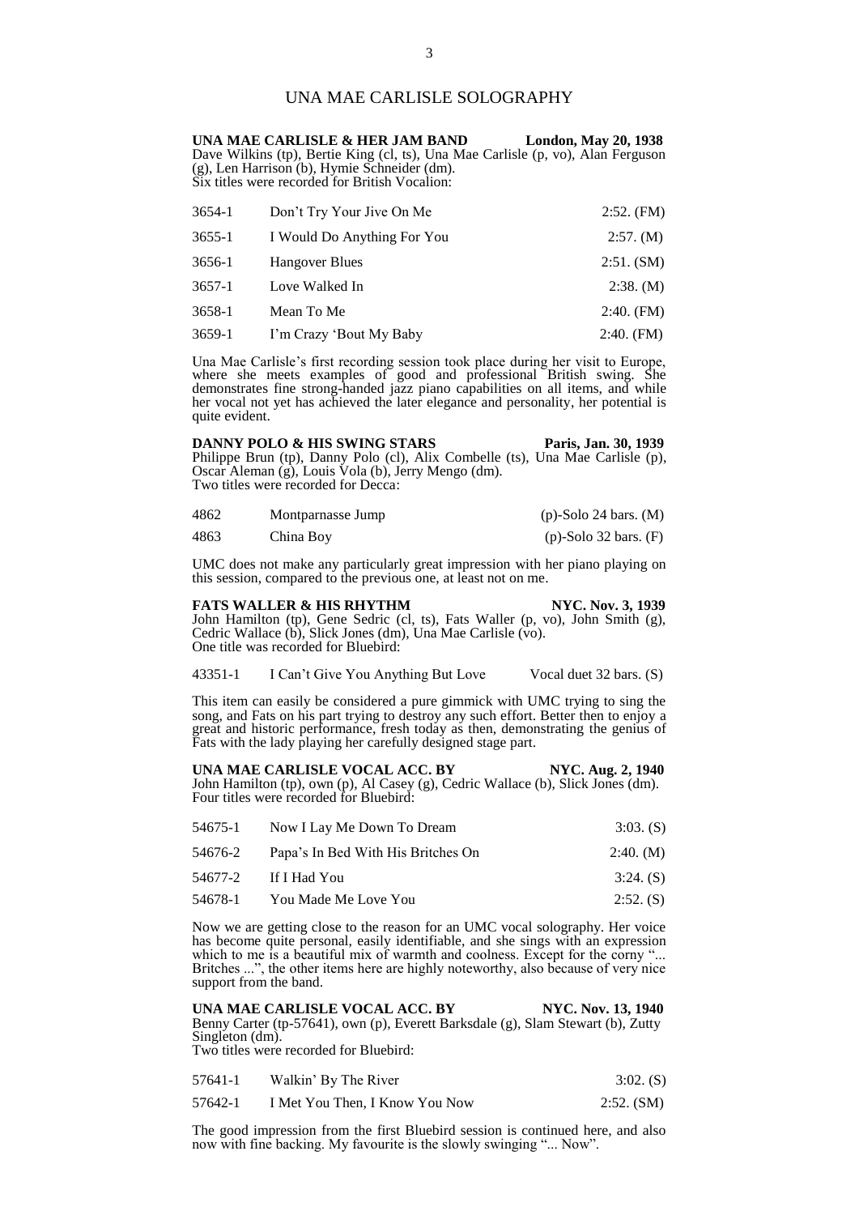# UNA MAE CARLISLE SOLOGRAPHY

**UNA MAE CARLISLE & HER JAM BAND — London, May 20, 1938**
Dave Wilkins (tp), Bertie King (cl, ts), Una Mae Carlisle (p, vo), Alan Ferguson (g), Len Harrison (b), Hymie Schneider (dm).
Six titles were recorded for British Vocalion:

| | | |
|---|---|---|
| 3654-1 | Don't Try Your Jive On Me | 2:52. (FM) |
| 3655-1 | I Would Do Anything For You | 2:57. (M) |
| 3656-1 | Hangover Blues | 2:51. (SM) |
| 3657-1 | Love Walked In | 2:38. (M) |
| 3658-1 | Mean To Me | 2:40. (FM) |
| 3659-1 | I'm Crazy 'Bout My Baby | 2:40. (FM) |

Una Mae Carlisle's first recording session took place during her visit to Europe, where she meets examples of good and professional British swing. She demonstrates fine strong-handed jazz piano capabilities on all items, and while her vocal not yet has achieved the later elegance and personality, her potential is quite evident.

**DANNY POLO & HIS SWING STARS — Paris, Jan. 30, 1939**
Philippe Brun (tp), Danny Polo (cl), Alix Combelle (ts), Una Mae Carlisle (p), Oscar Aleman (g), Louis Vola (b), Jerry Mengo (dm).
Two titles were recorded for Decca:

| | | |
|---|---|---|
| 4862 | Montparnasse Jump | (p)-Solo 24 bars. (M) |
| 4863 | China Boy | (p)-Solo 32 bars. (F) |

UMC does not make any particularly great impression with her piano playing on this session, compared to the previous one, at least not on me.

**FATS WALLER & HIS RHYTHM — NYC. Nov. 3, 1939**
John Hamilton (tp), Gene Sedric (cl, ts), Fats Waller (p, vo), John Smith (g), Cedric Wallace (b), Slick Jones (dm), Una Mae Carlisle (vo).
One title was recorded for Bluebird:

| | | |
|---|---|---|
| 43351-1 | I Can't Give You Anything But Love | Vocal duet 32 bars. (S) |

This item can easily be considered a pure gimmick with UMC trying to sing the song, and Fats on his part trying to destroy any such effort. Better then to enjoy a great and historic performance, fresh today as then, demonstrating the genius of Fats with the lady playing her carefully designed stage part.

**UNA MAE CARLISLE VOCAL ACC. BY — NYC. Aug. 2, 1940**
John Hamilton (tp), own (p), Al Casey (g), Cedric Wallace (b), Slick Jones (dm).
Four titles were recorded for Bluebird:

| | | |
|---|---|---|
| 54675-1 | Now I Lay Me Down To Dream | 3:03. (S) |
| 54676-2 | Papa's In Bed With His Britches On | 2:40. (M) |
| 54677-2 | If I Had You | 3:24. (S) |
| 54678-1 | You Made Me Love You | 2:52. (S) |

Now we are getting close to the reason for an UMC vocal solography. Her voice has become quite personal, easily identifiable, and she sings with an expression which to me is a beautiful mix of warmth and coolness. Except for the corny "... Britches ...", the other items here are highly noteworthy, also because of very nice support from the band.

**UNA MAE CARLISLE VOCAL ACC. BY — NYC. Nov. 13, 1940**
Benny Carter (tp-57641), own (p), Everett Barksdale (g), Slam Stewart (b), Zutty Singleton (dm).
Two titles were recorded for Bluebird:

| | | |
|---|---|---|
| 57641-1 | Walkin' By The River | 3:02. (S) |
| 57642-1 | I Met You Then, I Know You Now | 2:52. (SM) |

The good impression from the first Bluebird session is continued here, and also now with fine backing. My favourite is the slowly swinging "... Now".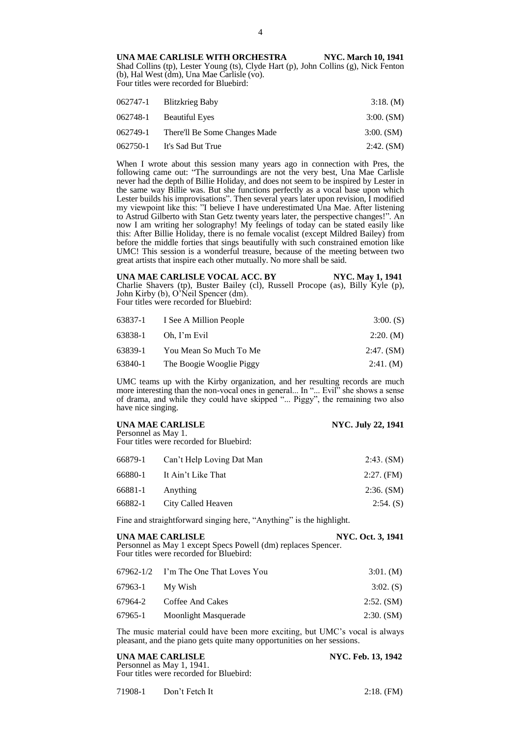**UNA MAE CARLISLE WITH ORCHESTRA NYC. March 10, 1941**
Shad Collins (tp), Lester Young (ts), Clyde Hart (p), John Collins (g), Nick Fenton (b), Hal West (dm), Una Mae Carlisle (vo).
Four titles were recorded for Bluebird:

| | | |
|---|---|---|
| 062747-1 | Blitzkrieg Baby | 3:18. (M) |
| 062748-1 | Beautiful Eyes | 3:00. (SM) |
| 062749-1 | There'll Be Some Changes Made | 3:00. (SM) |
| 062750-1 | It's Sad But True | 2:42. (SM) |

When I wrote about this session many years ago in connection with Pres, the following came out: "The surroundings are not the very best, Una Mae Carlisle never had the depth of Billie Holiday, and does not seem to be inspired by Lester in the same way Billie was. But she functions perfectly as a vocal base upon which Lester builds his improvisations". Then several years later upon revision, I modified my viewpoint like this: "I believe I have underestimated Una Mae. After listening to Astrud Gilberto with Stan Getz twenty years later, the perspective changes!". An now I am writing her solography! My feelings of today can be stated easily like this: After Billie Holiday, there is no female vocalist (except Mildred Bailey) from before the middle forties that sings beautifully with such constrained emotion like UMC! This session is a wonderful treasure, because of the meeting between two great artists that inspire each other mutually. No more shall be said.

**UNA MAE CARLISLE VOCAL ACC. BY NYC. May 1, 1941**
Charlie Shavers (tp), Buster Bailey (cl), Russell Procope (as), Billy Kyle (p), John Kirby (b), O'Neil Spencer (dm).
Four titles were recorded for Bluebird:

| | | |
|---|---|---|
| 63837-1 | I See A Million People | 3:00. (S) |
| 63838-1 | Oh, I'm Evil | 2:20. (M) |
| 63839-1 | You Mean So Much To Me | 2:47. (SM) |
| 63840-1 | The Boogie Wooglie Piggy | 2:41. (M) |

UMC teams up with the Kirby organization, and her resulting records are much more interesting than the non-vocal ones in general... In "... Evil" she shows a sense of drama, and while they could have skipped "... Piggy", the remaining two also have nice singing.

**UNA MAE CARLISLE NYC. July 22, 1941**
Personnel as May 1.
Four titles were recorded for Bluebird:

| | | |
|---|---|---|
| 66879-1 | Can't Help Loving Dat Man | 2:43. (SM) |
| 66880-1 | It Ain't Like That | 2:27. (FM) |
| 66881-1 | Anything | 2:36. (SM) |
| 66882-1 | City Called Heaven | 2:54. (S) |

Fine and straightforward singing here, "Anything" is the highlight.

**UNA MAE CARLISLE NYC. Oct. 3, 1941**
Personnel as May 1 except Specs Powell (dm) replaces Spencer.
Four titles were recorded for Bluebird:

| | | |
|---|---|---|
| 67962-1/2 | I'm The One That Loves You | 3:01. (M) |
| 67963-1 | My Wish | 3:02. (S) |
| 67964-2 | Coffee And Cakes | 2:52. (SM) |
| 67965-1 | Moonlight Masquerade | 2:30. (SM) |

The music material could have been more exciting, but UMC's vocal is always pleasant, and the piano gets quite many opportunities on her sessions.

**UNA MAE CARLISLE NYC. Feb. 13, 1942**
Personnel as May 1, 1941.
Four titles were recorded for Bluebird:

| | | |
|---|---|---|
| 71908-1 | Don't Fetch It | 2:18. (FM) |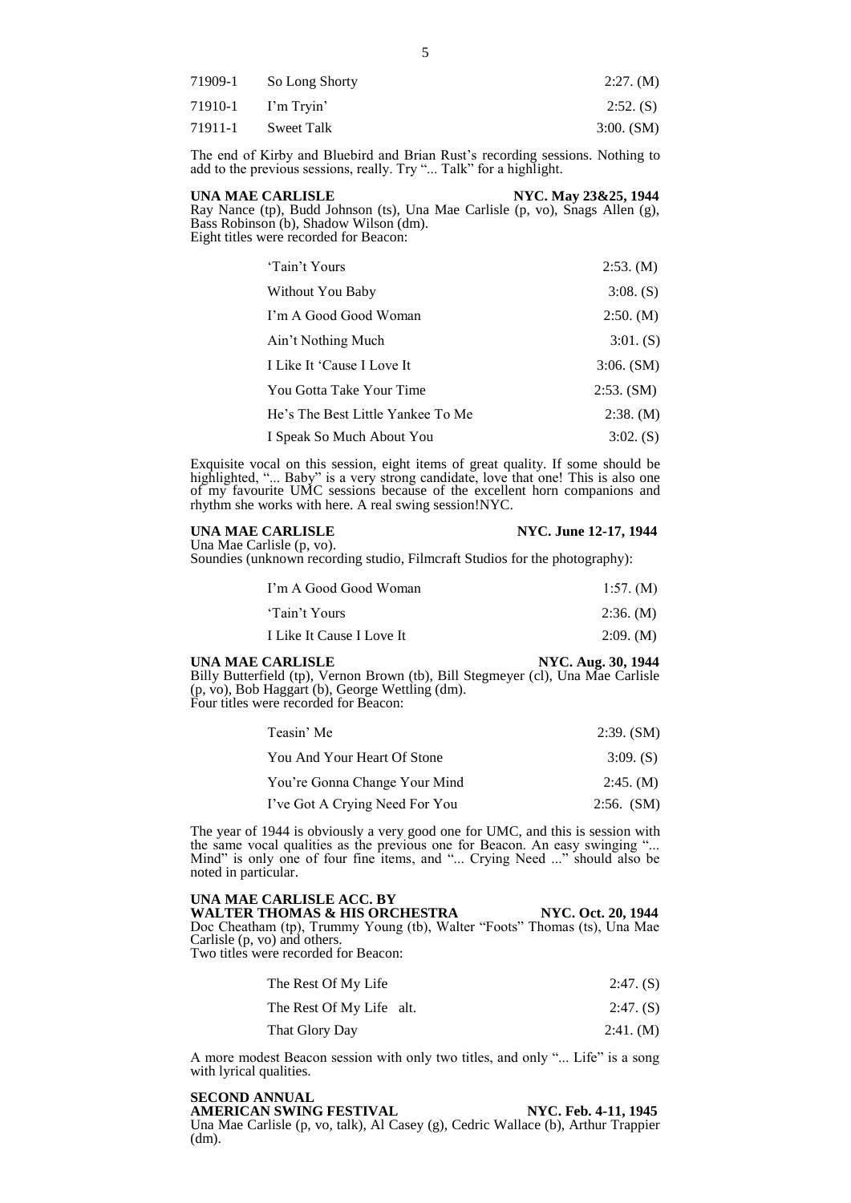| | | |
|---|---|---|
| 71909-1 | So Long Shorty | 2:27. (M) |
| 71910-1 | I'm Tryin' | 2:52. (S) |
| 71911-1 | Sweet Talk | 3:00. (SM) |

The end of Kirby and Bluebird and Brian Rust's recording sessions. Nothing to add to the previous sessions, really. Try "... Talk" for a highlight.

**UNA MAE CARLISLE** **NYC. May 23&25, 1944**
Ray Nance (tp), Budd Johnson (ts), Una Mae Carlisle (p, vo), Snags Allen (g), Bass Robinson (b), Shadow Wilson (dm).
Eight titles were recorded for Beacon:

| | |
|---|---|
| 'Tain't Yours | 2:53. (M) |
| Without You Baby | 3:08. (S) |
| I'm A Good Good Woman | 2:50. (M) |
| Ain't Nothing Much | 3:01. (S) |
| I Like It 'Cause I Love It | 3:06. (SM) |
| You Gotta Take Your Time | 2:53. (SM) |
| He's The Best Little Yankee To Me | 2:38. (M) |
| I Speak So Much About You | 3:02. (S) |

Exquisite vocal on this session, eight items of great quality. If some should be highlighted, "... Baby" is a very strong candidate, love that one! This is also one of my favourite UMC sessions because of the excellent horn companions and rhythm she works with here. A real swing session!NYC.

**UNA MAE CARLISLE** **NYC. June 12-17, 1944**
Una Mae Carlisle (p, vo).
Soundies (unknown recording studio, Filmcraft Studios for the photography):

| | |
|---|---|
| I'm A Good Good Woman | 1:57. (M) |
| 'Tain't Yours | 2:36. (M) |
| I Like It Cause I Love It | 2:09. (M) |

**UNA MAE CARLISLE** **NYC. Aug. 30, 1944**
Billy Butterfield (tp), Vernon Brown (tb), Bill Stegmeyer (cl), Una Mae Carlisle (p, vo), Bob Haggart (b), George Wettling (dm).
Four titles were recorded for Beacon:

| | |
|---|---|
| Teasin' Me | 2:39. (SM) |
| You And Your Heart Of Stone | 3:09. (S) |
| You're Gonna Change Your Mind | 2:45. (M) |
| I've Got A Crying Need For You | 2:56. (SM) |

The year of 1944 is obviously a very good one for UMC, and this is session with the same vocal qualities as the previous one for Beacon. An easy swinging "... Mind" is only one of four fine items, and "... Crying Need ..." should also be noted in particular.

**UNA MAE CARLISLE ACC. BY**
**WALTER THOMAS & HIS ORCHESTRA** **NYC. Oct. 20, 1944**
Doc Cheatham (tp), Trummy Young (tb), Walter "Foots" Thomas (ts), Una Mae Carlisle (p, vo) and others.
Two titles were recorded for Beacon:

| | |
|---|---|
| The Rest Of My Life | 2:47. (S) |
| The Rest Of My Life alt. | 2:47. (S) |
| That Glory Day | 2:41. (M) |

A more modest Beacon session with only two titles, and only "... Life" is a song with lyrical qualities.

**SECOND ANNUAL**
**AMERICAN SWING FESTIVAL** **NYC. Feb. 4-11, 1945**
Una Mae Carlisle (p, vo, talk), Al Casey (g), Cedric Wallace (b), Arthur Trappier (dm).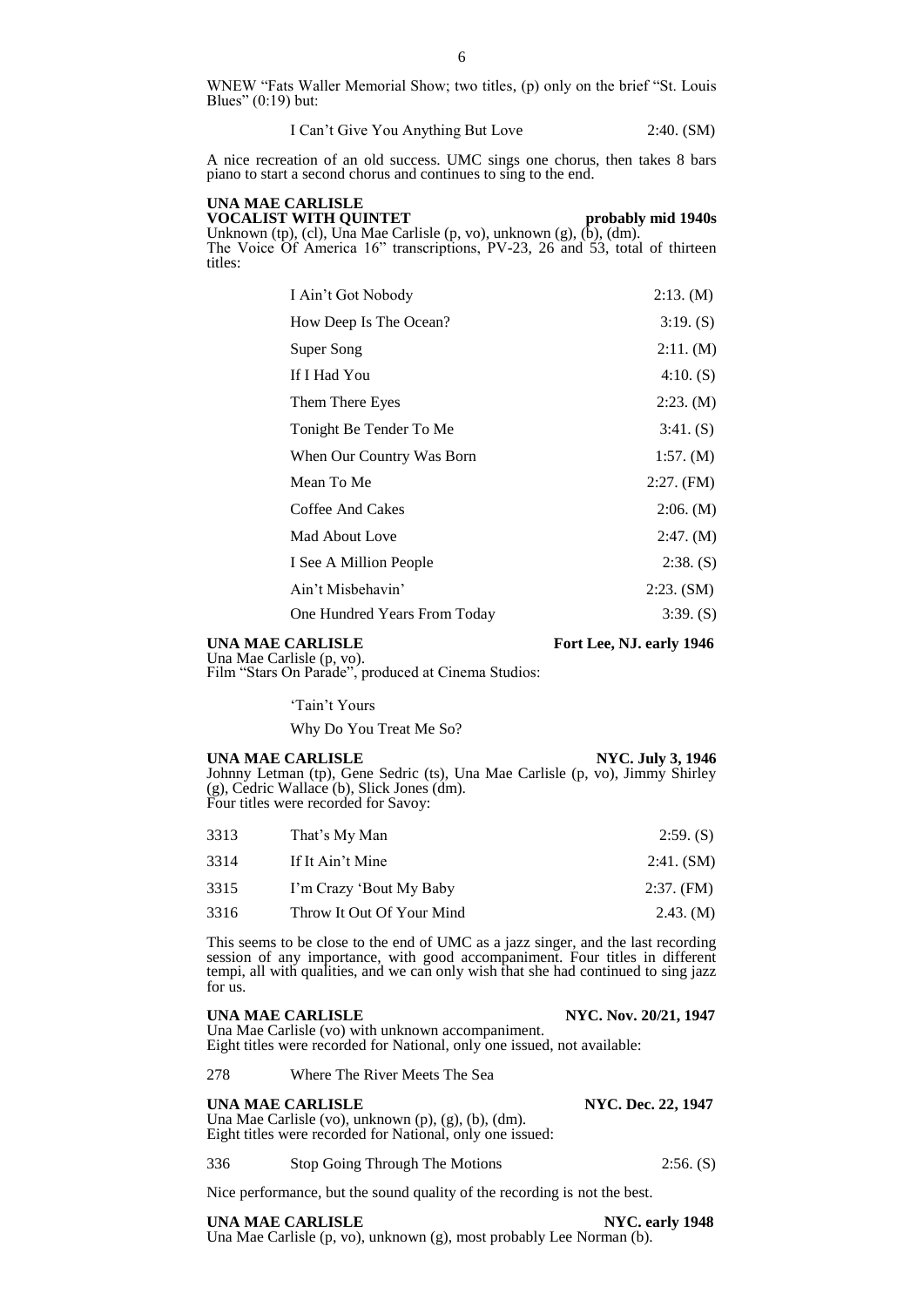WNEW "Fats Waller Memorial Show; two titles, (p) only on the brief "St. Louis Blues" (0:19) but:

| | |
|---|---|
| I Can't Give You Anything But Love | 2:40. (SM) |

A nice recreation of an old success. UMC sings one chorus, then takes 8 bars piano to start a second chorus and continues to sing to the end.

**UNA MAE CARLISLE**
**VOCALIST WITH QUINTET** **probably mid 1940s**
Unknown (tp), (cl), Una Mae Carlisle (p, vo), unknown (g), (b), (dm).
The Voice Of America 16" transcriptions, PV-23, 26 and 53, total of thirteen titles:

| | |
|---|---|
| I Ain't Got Nobody | 2:13. (M) |
| How Deep Is The Ocean? | 3:19. (S) |
| Super Song | 2:11. (M) |
| If I Had You | 4:10. (S) |
| Them There Eyes | 2:23. (M) |
| Tonight Be Tender To Me | 3:41. (S) |
| When Our Country Was Born | 1:57. (M) |
| Mean To Me | 2:27. (FM) |
| Coffee And Cakes | 2:06. (M) |
| Mad About Love | 2:47. (M) |
| I See A Million People | 2:38. (S) |
| Ain't Misbehavin' | 2:23. (SM) |
| One Hundred Years From Today | 3:39. (S) |

**UNA MAE CARLISLE** **Fort Lee, NJ. early 1946**
Una Mae Carlisle (p, vo).
Film "Stars On Parade", produced at Cinema Studios:

'Tain't Yours

Why Do You Treat Me So?

**UNA MAE CARLISLE** **NYC. July 3, 1946**
Johnny Letman (tp), Gene Sedric (ts), Una Mae Carlisle (p, vo), Jimmy Shirley (g), Cedric Wallace (b), Slick Jones (dm).
Four titles were recorded for Savoy:

| | | |
|---|---|---|
| 3313 | That's My Man | 2:59. (S) |
| 3314 | If It Ain't Mine | 2:41. (SM) |
| 3315 | I'm Crazy 'Bout My Baby | 2:37. (FM) |
| 3316 | Throw It Out Of Your Mind | 2.43. (M) |

This seems to be close to the end of UMC as a jazz singer, and the last recording session of any importance, with good accompaniment. Four titles in different tempi, all with qualities, and we can only wish that she had continued to sing jazz for us.

**UNA MAE CARLISLE** **NYC. Nov. 20/21, 1947**
Una Mae Carlisle (vo) with unknown accompaniment.
Eight titles were recorded for National, only one issued, not available:

| | |
|---|---|
| 278 | Where The River Meets The Sea |

**UNA MAE CARLISLE** **NYC. Dec. 22, 1947**
Una Mae Carlisle (vo), unknown (p), (g), (b), (dm).
Eight titles were recorded for National, only one issued:

| | | |
|---|---|---|
| 336 | Stop Going Through The Motions | 2:56. (S) |

Nice performance, but the sound quality of the recording is not the best.

**UNA MAE CARLISLE** **NYC. early 1948**
Una Mae Carlisle (p, vo), unknown (g), most probably Lee Norman (b).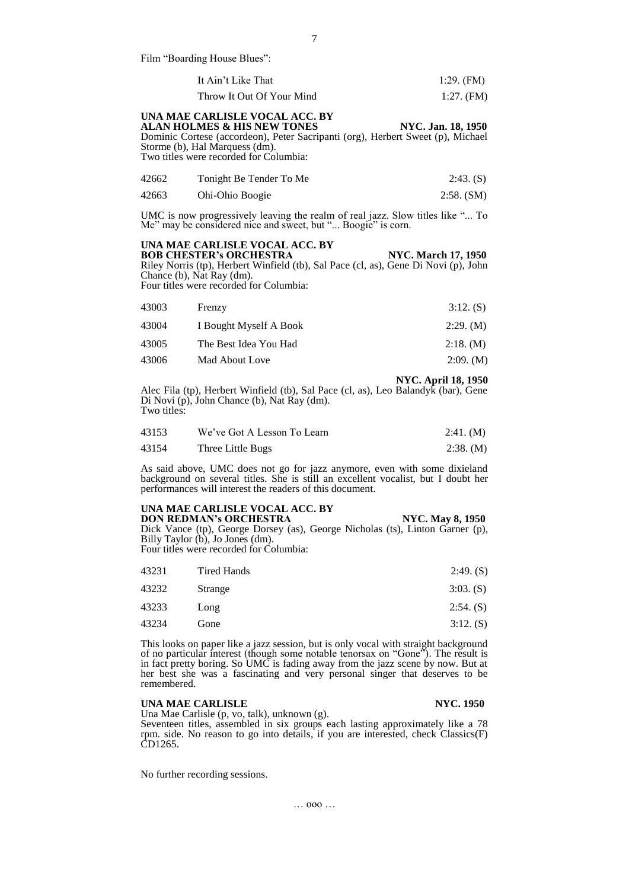Film "Boarding House Blues":

| | |
|---|---|
| It Ain't Like That | 1:29. (FM) |
| Throw It Out Of Your Mind | 1:27. (FM) |

**UNA MAE CARLISLE VOCAL ACC. BY**
**ALAN HOLMES & HIS NEW TONES** **NYC. Jan. 18, 1950**
Dominic Cortese (accordeon), Peter Sacripanti (org), Herbert Sweet (p), Michael Storme (b), Hal Marquess (dm).
Two titles were recorded for Columbia:

| | | |
|---|---|---|
| 42662 | Tonight Be Tender To Me | 2:43. (S) |
| 42663 | Ohi-Ohio Boogie | 2:58. (SM) |

UMC is now progressively leaving the realm of real jazz. Slow titles like "... To Me" may be considered nice and sweet, but "... Boogie" is corn.

**UNA MAE CARLISLE VOCAL ACC. BY**
**BOB CHESTER's ORCHESTRA** **NYC. March 17, 1950**
Riley Norris (tp), Herbert Winfield (tb), Sal Pace (cl, as), Gene Di Novi (p), John Chance (b), Nat Ray (dm).
Four titles were recorded for Columbia:

| | | |
|---|---|---|
| 43003 | Frenzy | 3:12. (S) |
| 43004 | I Bought Myself A Book | 2:29. (M) |
| 43005 | The Best Idea You Had | 2:18. (M) |
| 43006 | Mad About Love | 2:09. (M) |

**NYC. April 18, 1950**
Alec Fila (tp), Herbert Winfield (tb), Sal Pace (cl, as), Leo Balandyk (bar), Gene Di Novi (p), John Chance (b), Nat Ray (dm).
Two titles:

| | | |
|---|---|---|
| 43153 | We've Got A Lesson To Learn | 2:41. (M) |
| 43154 | Three Little Bugs | 2:38. (M) |

As said above, UMC does not go for jazz anymore, even with some dixieland background on several titles. She is still an excellent vocalist, but I doubt her performances will interest the readers of this document.

**UNA MAE CARLISLE VOCAL ACC. BY**
**DON REDMAN's ORCHESTRA** **NYC. May 8, 1950**
Dick Vance (tp), George Dorsey (as), George Nicholas (ts), Linton Garner (p), Billy Taylor (b), Jo Jones (dm).
Four titles were recorded for Columbia:

| | | |
|---|---|---|
| 43231 | Tired Hands | 2:49. (S) |
| 43232 | Strange | 3:03. (S) |
| 43233 | Long | 2:54. (S) |
| 43234 | Gone | 3:12. (S) |

This looks on paper like a jazz session, but is only vocal with straight background of no particular interest (though some notable tenorsax on "Gone"). The result is in fact pretty boring. So UMC is fading away from the jazz scene by now. But at her best she was a fascinating and very personal singer that deserves to be remembered.

**UNA MAE CARLISLE** **NYC. 1950**
Una Mae Carlisle (p, vo, talk), unknown (g).
Seventeen titles, assembled in six groups each lasting approximately like a 78 rpm. side. No reason to go into details, if you are interested, check Classics(F) CD1265.

No further recording sessions.

… ooo …